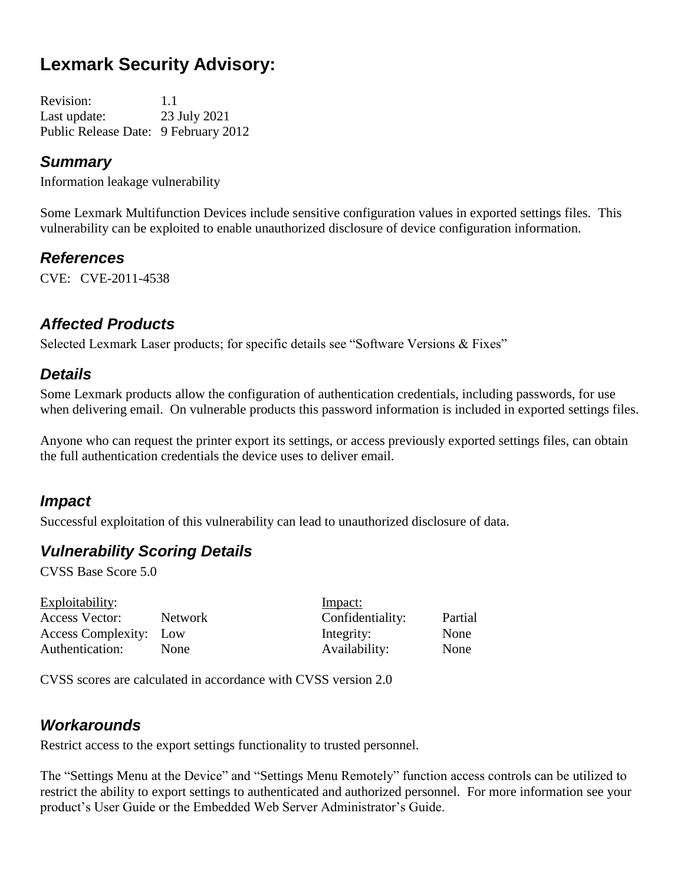# Lexmark Security Advisory:

Revision: 1.1
Last update: 23 July 2021
Public Release Date: 9 February 2012

## *Summary*

Information leakage vulnerability

Some Lexmark Multifunction Devices include sensitive configuration values in exported settings files. This vulnerability can be exploited to enable unauthorized disclosure of device configuration information.

## *References*

CVE: CVE-2011-4538

## *Affected Products*

Selected Lexmark Laser products; for specific details see "Software Versions & Fixes"

## *Details*

Some Lexmark products allow the configuration of authentication credentials, including passwords, for use when delivering email. On vulnerable products this password information is included in exported settings files.

Anyone who can request the printer export its settings, or access previously exported settings files, can obtain the full authentication credentials the device uses to deliver email.

## *Impact*

Successful exploitation of this vulnerability can lead to unauthorized disclosure of data.

## *Vulnerability Scoring Details*

CVSS Base Score 5.0

| Exploitability: | | Impact: | |
|---|---|---|---|
| Access Vector: | Network | Confidentiality: | Partial |
| Access Complexity: | Low | Integrity: | None |
| Authentication: | None | Availability: | None |

CVSS scores are calculated in accordance with CVSS version 2.0

## *Workarounds*

Restrict access to the export settings functionality to trusted personnel.

The "Settings Menu at the Device" and "Settings Menu Remotely" function access controls can be utilized to restrict the ability to export settings to authenticated and authorized personnel. For more information see your product's User Guide or the Embedded Web Server Administrator's Guide.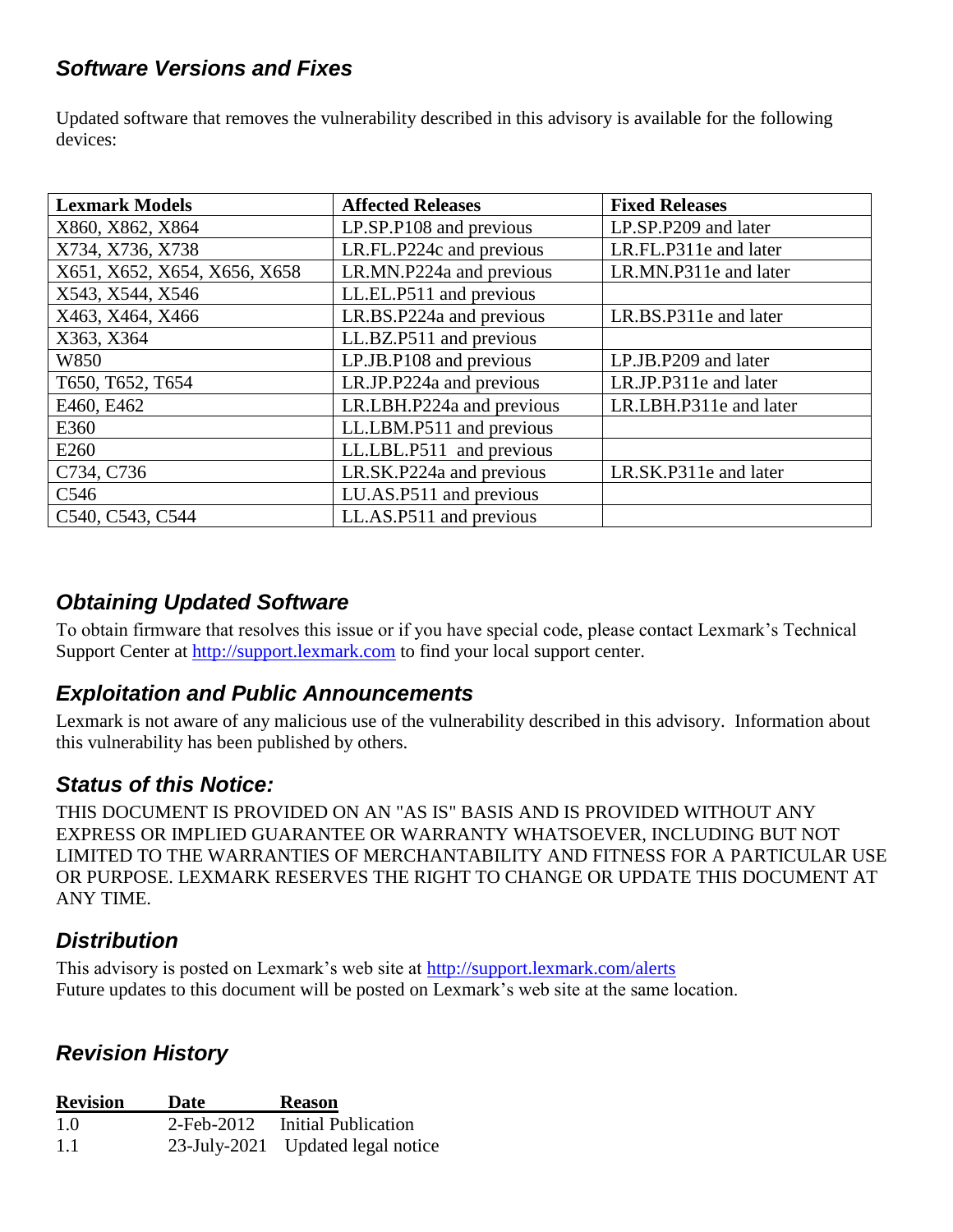## *Software Versions and Fixes*

Updated software that removes the vulnerability described in this advisory is available for the following devices:

| **Lexmark Models** | **Affected Releases** | **Fixed Releases** |
|---|---|---|
| X860, X862, X864 | LP.SP.P108 and previous | LP.SP.P209 and later |
| X734, X736, X738 | LR.FL.P224c and previous | LR.FL.P311e and later |
| X651, X652, X654, X656, X658 | LR.MN.P224a and previous | LR.MN.P311e and later |
| X543, X544, X546 | LL.EL.P511 and previous | |
| X463, X464, X466 | LR.BS.P224a and previous | LR.BS.P311e and later |
| X363, X364 | LL.BZ.P511 and previous | |
| W850 | LP.JB.P108 and previous | LP.JB.P209 and later |
| T650, T652, T654 | LR.JP.P224a and previous | LR.JP.P311e and later |
| E460, E462 | LR.LBH.P224a and previous | LR.LBH.P311e and later |
| E360 | LL.LBM.P511 and previous | |
| E260 | LL.LBL.P511 and previous | |
| C734, C736 | LR.SK.P224a and previous | LR.SK.P311e and later |
| C546 | LU.AS.P511 and previous | |
| C540, C543, C544 | LL.AS.P511 and previous | |

## *Obtaining Updated Software*

To obtain firmware that resolves this issue or if you have special code, please contact Lexmark's Technical Support Center at http://support.lexmark.com to find your local support center.

## *Exploitation and Public Announcements*

Lexmark is not aware of any malicious use of the vulnerability described in this advisory. Information about this vulnerability has been published by others.

## *Status of this Notice:*

THIS DOCUMENT IS PROVIDED ON AN "AS IS" BASIS AND IS PROVIDED WITHOUT ANY EXPRESS OR IMPLIED GUARANTEE OR WARRANTY WHATSOEVER, INCLUDING BUT NOT LIMITED TO THE WARRANTIES OF MERCHANTABILITY AND FITNESS FOR A PARTICULAR USE OR PURPOSE. LEXMARK RESERVES THE RIGHT TO CHANGE OR UPDATE THIS DOCUMENT AT ANY TIME.

## *Distribution*

This advisory is posted on Lexmark's web site at http://support.lexmark.com/alerts
Future updates to this document will be posted on Lexmark's web site at the same location.

## *Revision History*

| **Revision** | **Date** | **Reason** |
|---|---|---|
| 1.0 | 2-Feb-2012 | Initial Publication |
| 1.1 | 23-July-2021 | Updated legal notice |